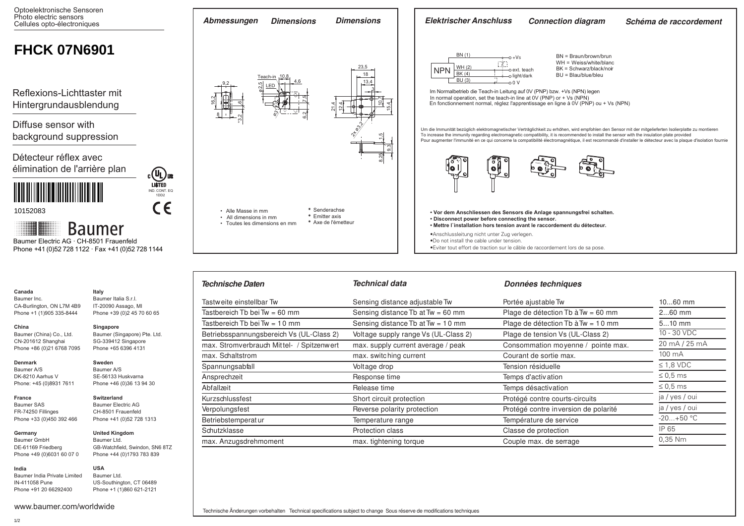Optoelektronische Sensoren
Photo electric sensors
Cellules opto-électroniques

# FHCK 07N6901

Reflexions-Lichttaster mit Hintergrundausblendung

Diffuse sensor with background suppression

Détecteur réflex avec élimination de l'arrière plan

10152083

Baumer

Baumer Electric AG · CH-8501 Frauenfeld
Phone +41 (0)52 728 1122 · Fax +41 (0)52 728 1144

## Abmessungen / Dimensions / Dimensions

- Alle Masse in mm
- All dimensions in mm
- Toutes les dimensions en mm

\* Senderachse
\* Emitter axis
\* Axe de l'émetteur

## Elektrischer Anschluss / Connection diagram / Schéma de raccordement

NPN: BN (1) +Vs; WH (2) ext. teach; BK (4) light/dark; BU (3) 0 V

BN = Braun/brown/brun
WH = Weiss/white/blanc
BK = Schwarz/black/noir
BU = Blau/blue/bleu

Im Normalbetrieb die Teach-in Leitung auf 0V (PNP) bzw. +Vs (NPN) legen
In normal operation, set the teach-in line at 0V (PNP) or + Vs (NPN)
En fonctionnement normal, réglez l'apprentissage en ligne à 0V (PNP) ou + Vs (NPN)

Um die Immunität bezüglich elektromagnetischer Verträglichkeit zu erhöhen, wird empfohlen den Sensor mit der mitgelieferten Isolierplatte zu montieren
To increase the immunity regarding electromagnetic compatibility, it is recommended to install the sensor with the insulation plate provided
Pour augmenter l'immunité en ce qui concerne la compatibilité électromagnétique, il est recommandé d'installer le détecteur avec la plaque d'isolation fournie

- **Vor dem Anschliessen des Sensors die Anlage spannungsfrei schalten.**
- **Disconnect power before connecting the sensor.**
- **Mettre l`installation hors tension avant le raccordement du détecteur.**
- Anschlussleitung nicht unter Zug verlegen.
- Do not install the cable under tension.
- Eviter tout effort de traction sur le câble de raccordement lors de sa pose.

## Technische Daten / Technical data / Données techniques

| Technische Daten | Technical data | Données techniques | |
|---|---|---|---|
| Tastweite einstellbar Tw | Sensing distance adjustable Tw | Portée ajustable Tw | 10...60 mm |
| Tastbereich Tb bei Tw = 60 mm | Sensing distance Tb at Tw = 60 mm | Plage de détection Tb à Tw = 60 mm | 2...60 mm |
| Tastbereich Tb bei Tw = 10 mm | Sensing distance Tb at Tw = 10 mm | Plage de détection Tb à Tw = 10 mm | 5...10 mm |
| Betriebsspannungsbereich Vs (UL-Class 2) | Voltage supply range Vs (UL-Class 2) | Plage de tension Vs (UL-Class 2) | 10 - 30 VDC |
| max. Stromverbrauch Mittel- / Spitzenwert | max. supply current average / peak | Consommation moyenne / pointe max. | 20 mA / 25 mA |
| max. Schaltstrom | max. switching current | Courant de sortie max. | 100 mA |
| Spannungsabfall | Voltage drop | Tension résiduelle | ≤ 1,8 VDC |
| Ansprechzeit | Response time | Temps d'activation | ≤ 0,5 ms |
| Abfallzeit | Release time | Temps désactivation | ≤ 0,5 ms |
| Kurzschlussfest | Short circuit protection | Protégé contre courts-circuits | ja / yes / oui |
| Verpolungsfest | Reverse polarity protection | Protégé contre inversion de polarité | ja / yes / oui |
| Betriebstemperatur | Temperature range | Température de service | -20...+50 °C |
| Schutzklasse | Protection class | Classe de protection | IP 65 |
| max. Anzugsdrehmoment | max. tightening torque | Couple max. de serrage | 0,35 Nm |

Technische Änderungen vorbehalten   Technical specifications subject to change   Sous réserve de modifications techniques

**Canada**
Baumer Inc.
CA-Burlington, ON L7M 4B9
Phone +1 (1)905 335-8444

**China**
Baumer (China) Co., Ltd.
CN-201612 Shanghai
Phone +86 (0)21 6768 7095

**Denmark**
Baumer A/S
DK-8210 Aarhus V
Phone: +45 (0)8931 7611

**France**
Baumer SAS
FR-74250 Fillinges
Phone +33 (0)450 392 466

**Germany**
Baumer GmbH
DE-61169 Friedberg
Phone +49 (0)6031 60 07 0

**India**
Baumer India Private Limited
IN-411058 Pune
Phone +91 20 66292400

**Italy**
Baumer Italia S.r.l.
IT-20090 Assago, MI
Phone +39 (0)2 45 70 60 65

**Singapore**
Baumer (Singapore) Pte. Ltd.
SG-339412 Singapore
Phone +65 6396 4131

**Sweden**
Baumer A/S
SE-56133 Huskvarna
Phone +46 (0)36 13 94 30

**Switzerland**
Baumer Electric AG
CH-8501 Frauenfeld
Phone +41 (0)52 728 1313

**United Kingdom**
Baumer Ltd.
GB-Watchfield, Swindon, SN6 8TZ
Phone +44 (0)1793 783 839

**USA**
Baumer Ltd.
US-Southington, CT 06489
Phone +1 (1)860 621-2121

www.baumer.com/worldwide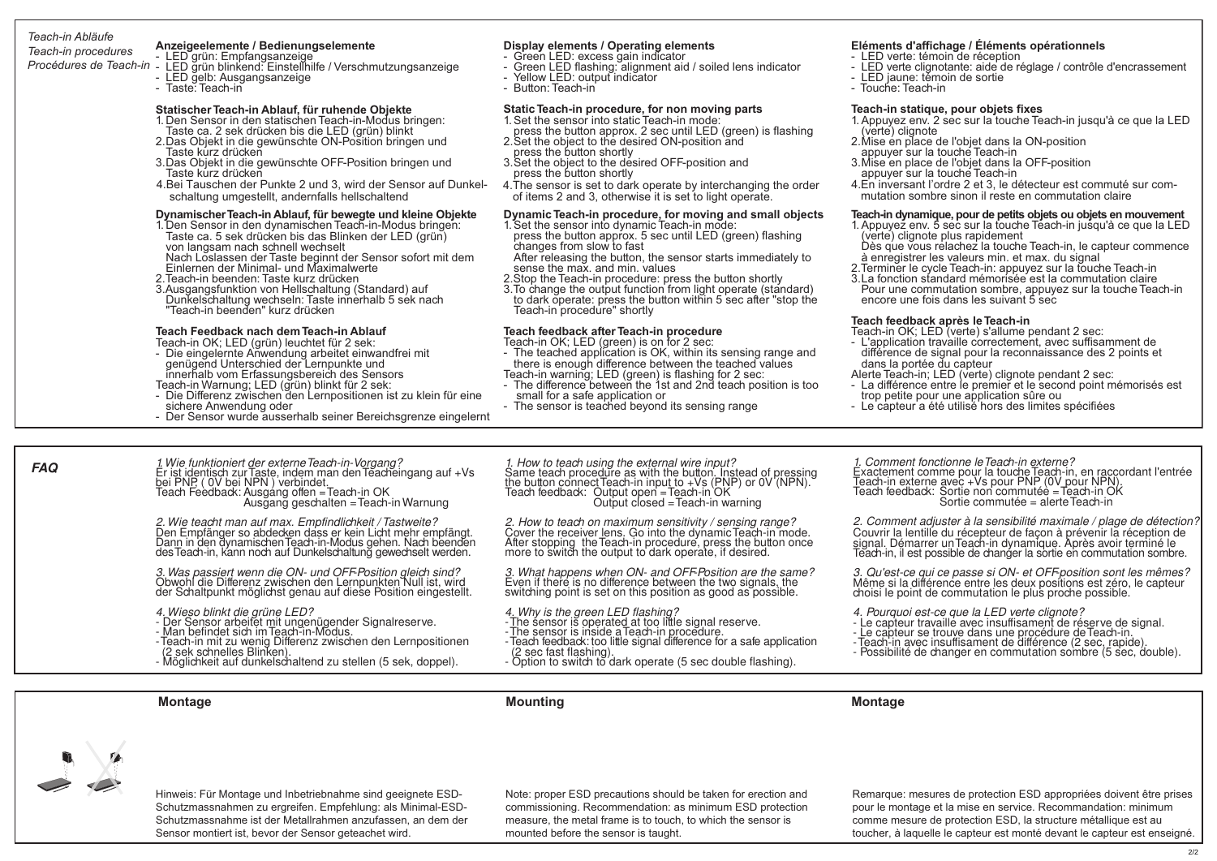*Teach-in Abläufe*
*Teach-in procedures*
*Procédures de Teach-in*

**Anzeigeelemente / Bedienungselemente**
- LED grün: Empfangsanzeige
- LED grün blinkend: Einstellhilfe / Verschmutzungsanzeige
- LED gelb: Ausgangsanzeige
- Taste: Teach-in

**Statischer Teach-in Ablauf, für ruhende Objekte**
1. Den Sensor in den statischen Teach-in-Modus bringen: Taste ca. 2 sek drücken bis die LED (grün) blinkt
2. Das Objekt in die gewünschte ON-Position bringen und Taste kurz drücken
3. Das Objekt in die gewünschte OFF-Position bringen und Taste kurz drücken
4. Bei Tauschen der Punkte 2 und 3, wird der Sensor auf Dunkelschaltung umgestellt, andernfalls hellschaltend

**Dynamischer Teach-in Ablauf, für bewegte und kleine Objekte**
1. Den Sensor in den dynamischen Teach-in-Modus bringen: Taste ca. 5 sek drücken bis das Blinken der LED (grün) von langsam nach schnell wechselt
   Nach Loslassen der Taste beginnt der Sensor sofort mit dem Einlernen der Minimal- und Maximalwerte
2. Teach-in beenden: Taste kurz drücken
3. Ausgangsfunktion von Hellschaltung (Standard) auf Dunkelschaltung wechseln: Taste innerhalb 5 sek nach "Teach-in beenden" kurz drücken

**Teach Feedback nach dem Teach-in Ablauf**
Teach-in OK; LED (grün) leuchtet für 2 sek:
- Die eingelernte Anwendung arbeitet einwandfrei mit genügend Unterschied der Lernpunkte und innerhalb vom Erfassungsbereich des Sensors

Teach-in Warnung; LED (grün) blinkt für 2 sek:
- Die Differenz zwischen den Lernpositionen ist zu klein für eine sichere Anwendung oder
- Der Sensor wurde ausserhalb seiner Bereichsgrenze eingelernt

**Display elements / Operating elements**
- Green LED: excess gain indicator
- Green LED flashing: alignment aid / soiled lens indicator
- Yellow LED: output indicator
- Button: Teach-in

**Static Teach-in procedure, for non moving parts**
1. Set the sensor into static Teach-in mode: press the button approx. 2 sec until LED (green) is flashing
2. Set the object to the desired ON-position and press the button shortly
3. Set the object to the desired OFF-position and press the button shortly
4. The sensor is set to dark operate by interchanging the order of items 2 and 3, otherwise it is set to light operate.

**Dynamic Teach-in procedure, for moving and small objects**
1. Set the sensor into dynamic Teach-in mode: press the button approx. 5 sec until LED (green) flashing changes from slow to fast
   After releasing the button, the sensor starts immediately to sense the max. and min. values
2. Stop the Teach-in procedure: press the button shortly
3. To change the output function from light operate (standard) to dark operate: press the button within 5 sec after "stop the Teach-in procedure" shortly

**Teach feedback after Teach-in procedure**
Teach-in OK; LED (green) is on for 2 sec:
- The teached application is OK, within its sensing range and there is enough difference between the teached values

Teach-in warning; LED (green) is flashing for 2 sec:
- The difference between the 1st and 2nd teach position is too small for a safe application or
- The sensor is teached beyond its sensing range

**Eléments d'affichage / Éléments opérationnels**
- LED verte: témoin de réception
- LED verte clignotante: aide de réglage / contrôle d'encrassement
- LED jaune: témoin de sortie
- Touche: Teach-in

**Teach-in statique, pour objets fixes**
1. Appuyez env. 2 sec sur la touche Teach-in jusqu'à ce que la LED (verte) clignote
2. Mise en place de l'objet dans la ON-position appuyer sur la touche Teach-in
3. Mise en place de l'objet dans la OFF-position appuyer sur la touche Teach-in
4. En inversant l'ordre 2 et 3, le détecteur est commuté sur commutation sombre sinon il reste en commutation claire

**Teach-in dynamique, pour de petits objets ou objets en mouvement**
1. Appuyez env. 5 sec sur la touche Teach-in jusqu'à ce que la LED (verte) clignote plus rapidement
   Dès que vous relachez la touche Teach-in, le capteur commence à enregistrer les valeurs min. et max. du signal
2. Terminer le cycle Teach-in: appuyez sur la touche Teach-in
3. La fonction standard mémorisée est la commutation claire
   Pour une commutation sombre, appuyez sur la touche Teach-in encore une fois dans les suivant 5 sec

**Teach feedback après le Teach-in**
Teach-in OK; LED (verte) s'allume pendant 2 sec:
- L'application travaille correctement, avec suffisamment de différence de signal pour la reconnaissance des 2 points et dans la portée du capteur

Alerte Teach-in; LED (verte) clignote pendant 2 sec:
- La différence entre le premier et le second point mémorisés est trop petite pour une application sûre ou
- Le capteur a été utilisé hors des limites spécifiées

## FAQ

*1. Wie funktioniert der externe Teach-in-Vorgang?*
Er ist identisch zur Taste, indem man den Teacheingang auf +Vs bei PNP ( 0V bei NPN ) verbindet.
Teach Feedback: Ausgang offen = Teach-in OK
Ausgang geschalten = Teach-in Warnung

*2. Wie teacht man auf max. Empfindlichkeit / Tastweite?*
Den Empfänger so abdecken dass er kein Licht mehr empfängt. Dann in den dynamischen Teach-in-Modus gehen. Nach beenden des Teach-in, kann noch auf Dunkelschaltung gewechselt werden.

*3. Was passiert wenn die ON- und OFF-Position gleich sind?*
Obwohl die Differenz zwischen den Lernpunkten Null ist, wird der Schaltpunkt möglichst genau auf diese Position eingestellt.

*4. Wieso blinkt die grüne LED?*
- Der Sensor arbeitet mit ungenügender Signalreserve.
- Man befindet sich im Teach-in-Modus.
- Teach-in mit zu wenig Differenz zwischen den Lernpositionen (2 sek schnelles Blinken).
- Möglichkeit auf dunkelschaltend zu stellen (5 sek, doppel).

*1. How to teach using the external wire input?*
Same teach procedure as with the button. Instead of pressing the button connect Teach-in input to +Vs (PNP) or 0V (NPN).
Teach feedback: Output open = Teach-in OK
Output closed = Teach-in warning

*2. How to teach on maximum sensitivity / sensing range?*
Cover the receiver lens. Go into the dynamic Teach-in mode. After stopping the Teach-in procedure, press the button once more to switch the output to dark operate, if desired.

*3. What happens when ON- and OFF-Position are the same?*
Even if there is no difference between the two signals, the switching point is set on this position as good as possible.

*4. Why is the green LED flashing?*
- The sensor is operated at too little signal reserve.
- The sensor is inside a Teach-in procedure.
- Teach feedback: too little signal difference for a safe application (2 sec fast flashing).
- Option to switch to dark operate (5 sec double flashing).

*1. Comment fonctionne le Teach-in externe?*
Exactement comme pour la touche Teach-in, en raccordant l'entrée Teach-in externe avec +Vs pour PNP (0V pour NPN).
Teach feedback: Sortie non commutée = Teach-in OK
Sortie commutée = alerte Teach-in

*2. Comment adjuster à la sensibilité maximale / plage de détection?*
Couvrir la lentille du récepteur de façon à prévenir la réception de signal. Démarrer un Teach-in dynamique. Après avoir terminé le Teach-in, il est possible de changer la sortie en commutation sombre.

*3. Qu'est-ce qui ce passe si ON- et OFF-position sont les mêmes?*
Même si la différence entre les deux positions est zéro, le capteur choisi le point de commutation le plus proche possible.

*4. Pourquoi est-ce que la LED verte clignote?*
- Le capteur travaille avec insuffisament de réserve de signal.
- Le capteur se trouve dans une procédure de Teach-in.
- Teach-in avec insuffisament de différence (2 sec, rapide).
- Possibilité de changer en commutation sombre (5 sec, double).

**Montage**

Hinweis: Für Montage und Inbetriebnahme sind geeignete ESD-Schutzmassnahmen zu ergreifen. Empfehlung: als Minimal-ESD-Schutzmassnahme ist der Metallrahmen anzufassen, an dem der Sensor montiert ist, bevor der Sensor geteachet wird.

**Mounting**

Note: proper ESD precautions should be taken for erection and commissioning. Recommendation: as minimum ESD protection measure, the metal frame is to touch, to which the sensor is mounted before the sensor is taught.

**Montage**

Remarque: mesures de protection ESD appropriées doivent être prises pour le montage et la mise en service. Recommandation: minimum comme mesure de protection ESD, la structure métallique est au toucher, à laquelle le capteur est monté devant le capteur est enseigné.